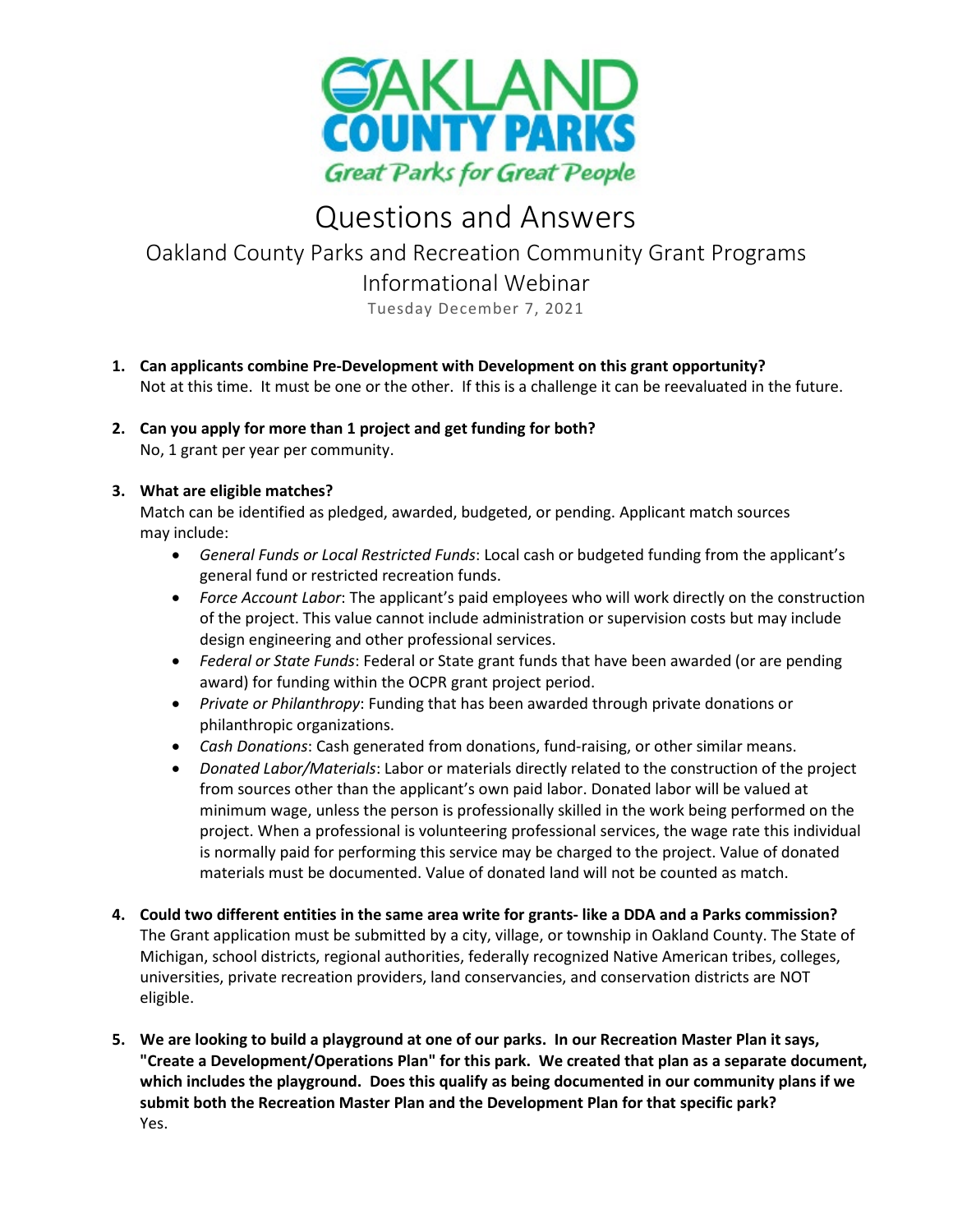# Questions and Answers

## Oakland County Parks and Recreation Community Grant Programs Informational Webinar

Tuesday December 7, 2021

1. **Can applicants combine Pre-Development with Development on this grant opportunity?**
   Not at this time. It must be one or the other. If this is a challenge it can be reevaluated in the future.

2. **Can you apply for more than 1 project and get funding for both?**
   No, 1 grant per year per community.

3. **What are eligible matches?**
   Match can be identified as pledged, awarded, budgeted, or pending. Applicant match sources may include:
   - *General Funds or Local Restricted Funds*: Local cash or budgeted funding from the applicant's general fund or restricted recreation funds.
   - *Force Account Labor*: The applicant's paid employees who will work directly on the construction of the project. This value cannot include administration or supervision costs but may include design engineering and other professional services.
   - *Federal or State Funds*: Federal or State grant funds that have been awarded (or are pending award) for funding within the OCPR grant project period.
   - *Private or Philanthropy*: Funding that has been awarded through private donations or philanthropic organizations.
   - *Cash Donations*: Cash generated from donations, fund-raising, or other similar means.
   - *Donated Labor/Materials*: Labor or materials directly related to the construction of the project from sources other than the applicant's own paid labor. Donated labor will be valued at minimum wage, unless the person is professionally skilled in the work being performed on the project. When a professional is volunteering professional services, the wage rate this individual is normally paid for performing this service may be charged to the project. Value of donated materials must be documented. Value of donated land will not be counted as match.

4. **Could two different entities in the same area write for grants- like a DDA and a Parks commission?**
   The Grant application must be submitted by a city, village, or township in Oakland County. The State of Michigan, school districts, regional authorities, federally recognized Native American tribes, colleges, universities, private recreation providers, land conservancies, and conservation districts are NOT eligible.

5. **We are looking to build a playground at one of our parks. In our Recreation Master Plan it says, "Create a Development/Operations Plan" for this park. We created that plan as a separate document, which includes the playground. Does this qualify as being documented in our community plans if we submit both the Recreation Master Plan and the Development Plan for that specific park?**
   Yes.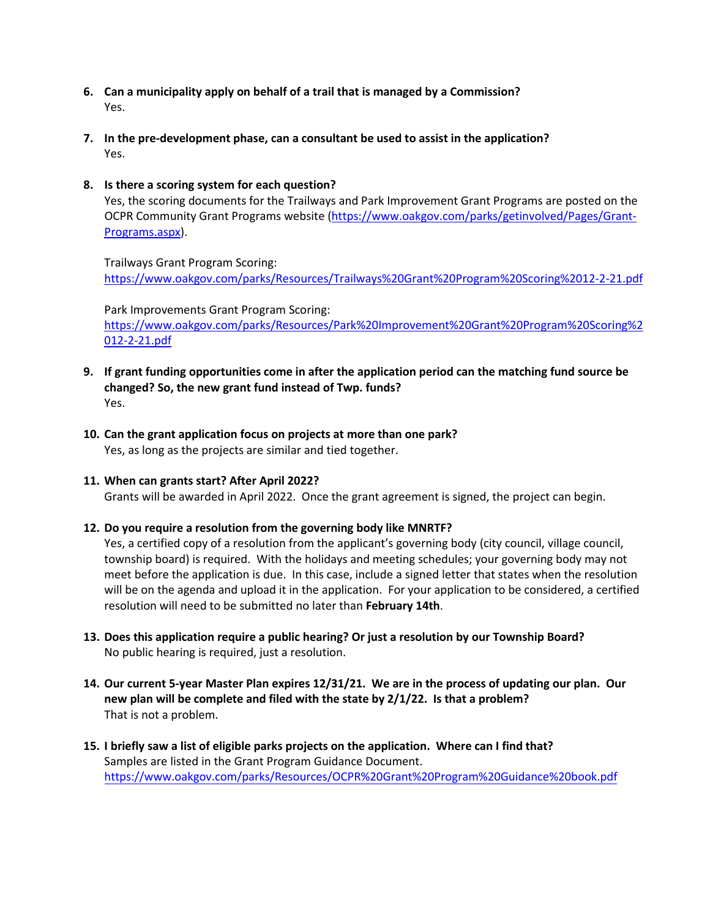6. **Can a municipality apply on behalf of a trail that is managed by a Commission?**
   Yes.

7. **In the pre-development phase, can a consultant be used to assist in the application?**
   Yes.

8. **Is there a scoring system for each question?**
   Yes, the scoring documents for the Trailways and Park Improvement Grant Programs are posted on the OCPR Community Grant Programs website (https://www.oakgov.com/parks/getinvolved/Pages/Grant-Programs.aspx).

   Trailways Grant Program Scoring:
   https://www.oakgov.com/parks/Resources/Trailways%20Grant%20Program%20Scoring%2012-2-21.pdf

   Park Improvements Grant Program Scoring:
   https://www.oakgov.com/parks/Resources/Park%20Improvement%20Grant%20Program%20Scoring%2012-2-21.pdf

9. **If grant funding opportunities come in after the application period can the matching fund source be changed? So, the new grant fund instead of Twp. funds?**
   Yes.

10. **Can the grant application focus on projects at more than one park?**
    Yes, as long as the projects are similar and tied together.

11. **When can grants start? After April 2022?**
    Grants will be awarded in April 2022. Once the grant agreement is signed, the project can begin.

12. **Do you require a resolution from the governing body like MNRTF?**
    Yes, a certified copy of a resolution from the applicant's governing body (city council, village council, township board) is required. With the holidays and meeting schedules; your governing body may not meet before the application is due. In this case, include a signed letter that states when the resolution will be on the agenda and upload it in the application. For your application to be considered, a certified resolution will need to be submitted no later than **February 14th**.

13. **Does this application require a public hearing? Or just a resolution by our Township Board?**
    No public hearing is required, just a resolution.

14. **Our current 5-year Master Plan expires 12/31/21. We are in the process of updating our plan. Our new plan will be complete and filed with the state by 2/1/22. Is that a problem?**
    That is not a problem.

15. **I briefly saw a list of eligible parks projects on the application. Where can I find that?**
    Samples are listed in the Grant Program Guidance Document.
    https://www.oakgov.com/parks/Resources/OCPR%20Grant%20Program%20Guidance%20book.pdf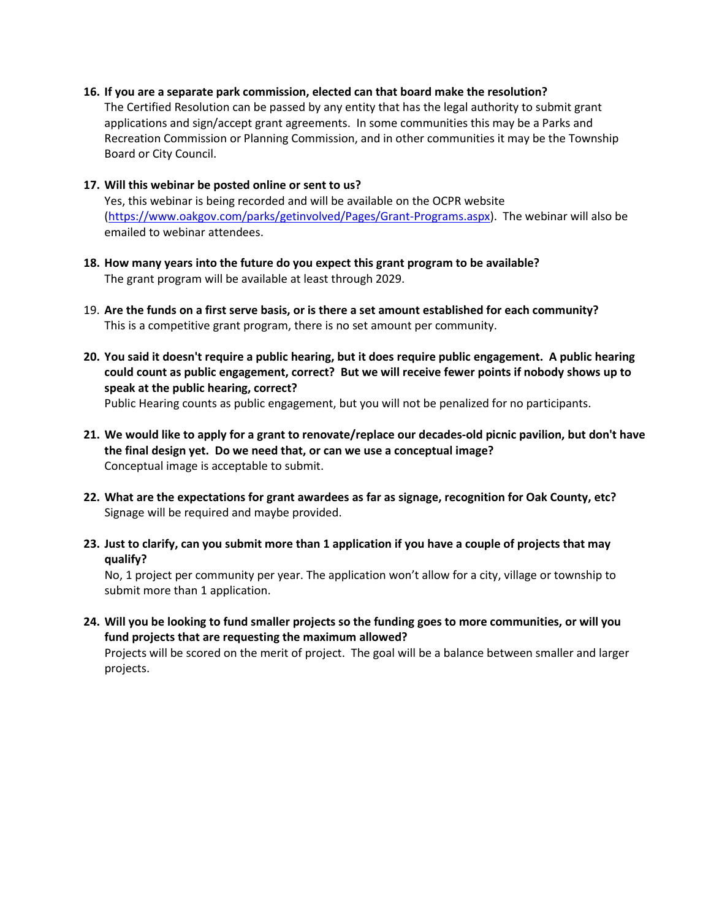16. **If you are a separate park commission, elected can that board make the resolution?**
    The Certified Resolution can be passed by any entity that has the legal authority to submit grant applications and sign/accept grant agreements. In some communities this may be a Parks and Recreation Commission or Planning Commission, and in other communities it may be the Township Board or City Council.

17. **Will this webinar be posted online or sent to us?**
    Yes, this webinar is being recorded and will be available on the OCPR website ([https://www.oakgov.com/parks/getinvolved/Pages/Grant-Programs.aspx](https://www.oakgov.com/parks/getinvolved/Pages/Grant-Programs.aspx)). The webinar will also be emailed to webinar attendees.

18. **How many years into the future do you expect this grant program to be available?**
    The grant program will be available at least through 2029.

19. **Are the funds on a first serve basis, or is there a set amount established for each community?**
    This is a competitive grant program, there is no set amount per community.

20. **You said it doesn't require a public hearing, but it does require public engagement. A public hearing could count as public engagement, correct? But we will receive fewer points if nobody shows up to speak at the public hearing, correct?**
    Public Hearing counts as public engagement, but you will not be penalized for no participants.

21. **We would like to apply for a grant to renovate/replace our decades-old picnic pavilion, but don't have the final design yet. Do we need that, or can we use a conceptual image?**
    Conceptual image is acceptable to submit.

22. **What are the expectations for grant awardees as far as signage, recognition for Oak County, etc?**
    Signage will be required and maybe provided.

23. **Just to clarify, can you submit more than 1 application if you have a couple of projects that may qualify?**
    No, 1 project per community per year. The application won't allow for a city, village or township to submit more than 1 application.

24. **Will you be looking to fund smaller projects so the funding goes to more communities, or will you fund projects that are requesting the maximum allowed?**
    Projects will be scored on the merit of project. The goal will be a balance between smaller and larger projects.